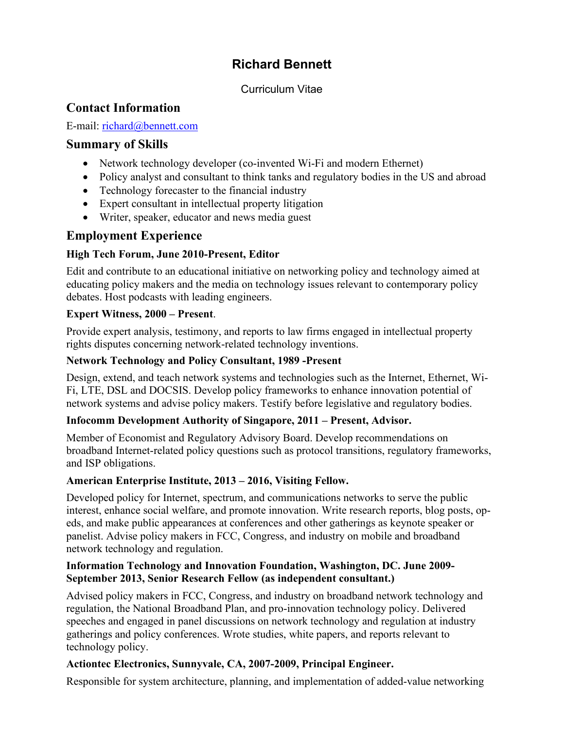# Richard Bennett

Curriculum Vitae

## Contact Information

E-mail: richard@bennett.com

## Summary of Skills

- Network technology developer (co-invented Wi-Fi and modern Ethernet)
- Policy analyst and consultant to think tanks and regulatory bodies in the US and abroad
- Technology forecaster to the financial industry
- Expert consultant in intellectual property litigation
- Writer, speaker, educator and news media guest

## Employment Experience

### High Tech Forum, June 2010-Present, Editor

Edit and contribute to an educational initiative on networking policy and technology aimed at educating policy makers and the media on technology issues relevant to contemporary policy debates. Host podcasts with leading engineers.

### Expert Witness, 2000 – Present.

Provide expert analysis, testimony, and reports to law firms engaged in intellectual property rights disputes concerning network-related technology inventions.

### Network Technology and Policy Consultant, 1989 -Present

Design, extend, and teach network systems and technologies such as the Internet, Ethernet, Wi-Fi, LTE, DSL and DOCSIS. Develop policy frameworks to enhance innovation potential of network systems and advise policy makers. Testify before legislative and regulatory bodies.

### Infocomm Development Authority of Singapore, 2011 – Present, Advisor.

Member of Economist and Regulatory Advisory Board. Develop recommendations on broadband Internet-related policy questions such as protocol transitions, regulatory frameworks, and ISP obligations.

### American Enterprise Institute, 2013 – 2016, Visiting Fellow.

Developed policy for Internet, spectrum, and communications networks to serve the public interest, enhance social welfare, and promote innovation. Write research reports, blog posts, op-eds, and make public appearances at conferences and other gatherings as keynote speaker or panelist. Advise policy makers in FCC, Congress, and industry on mobile and broadband network technology and regulation.

### Information Technology and Innovation Foundation, Washington, DC. June 2009-September 2013, Senior Research Fellow (as independent consultant.)

Advised policy makers in FCC, Congress, and industry on broadband network technology and regulation, the National Broadband Plan, and pro-innovation technology policy. Delivered speeches and engaged in panel discussions on network technology and regulation at industry gatherings and policy conferences. Wrote studies, white papers, and reports relevant to technology policy.

### Actiontec Electronics, Sunnyvale, CA, 2007-2009, Principal Engineer.

Responsible for system architecture, planning, and implementation of added-value networking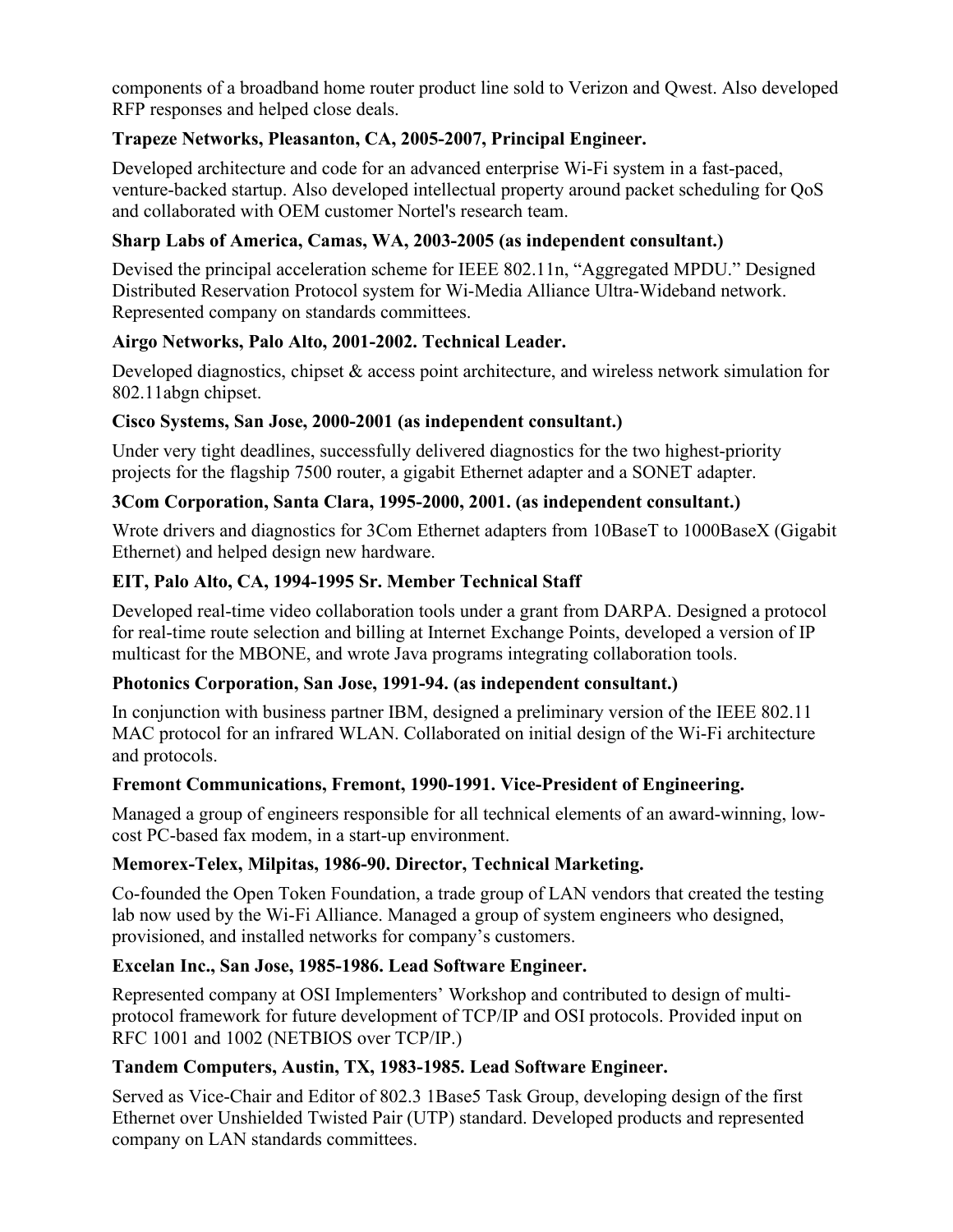components of a broadband home router product line sold to Verizon and Qwest. Also developed RFP responses and helped close deals.

**Trapeze Networks, Pleasanton, CA, 2005-2007, Principal Engineer.**

Developed architecture and code for an advanced enterprise Wi-Fi system in a fast-paced, venture-backed startup. Also developed intellectual property around packet scheduling for QoS and collaborated with OEM customer Nortel's research team.

**Sharp Labs of America, Camas, WA, 2003-2005 (as independent consultant.)**

Devised the principal acceleration scheme for IEEE 802.11n, "Aggregated MPDU." Designed Distributed Reservation Protocol system for Wi-Media Alliance Ultra-Wideband network. Represented company on standards committees.

**Airgo Networks, Palo Alto, 2001-2002. Technical Leader.**

Developed diagnostics, chipset & access point architecture, and wireless network simulation for 802.11abgn chipset.

**Cisco Systems, San Jose, 2000-2001 (as independent consultant.)**

Under very tight deadlines, successfully delivered diagnostics for the two highest-priority projects for the flagship 7500 router, a gigabit Ethernet adapter and a SONET adapter.

**3Com Corporation, Santa Clara, 1995-2000, 2001. (as independent consultant.)**

Wrote drivers and diagnostics for 3Com Ethernet adapters from 10BaseT to 1000BaseX (Gigabit Ethernet) and helped design new hardware.

**EIT, Palo Alto, CA, 1994-1995 Sr. Member Technical Staff**

Developed real-time video collaboration tools under a grant from DARPA. Designed a protocol for real-time route selection and billing at Internet Exchange Points, developed a version of IP multicast for the MBONE, and wrote Java programs integrating collaboration tools.

**Photonics Corporation, San Jose, 1991-94. (as independent consultant.)**

In conjunction with business partner IBM, designed a preliminary version of the IEEE 802.11 MAC protocol for an infrared WLAN. Collaborated on initial design of the Wi-Fi architecture and protocols.

**Fremont Communications, Fremont, 1990-1991. Vice-President of Engineering.**

Managed a group of engineers responsible for all technical elements of an award-winning, low-cost PC-based fax modem, in a start-up environment.

**Memorex-Telex, Milpitas, 1986-90. Director, Technical Marketing.**

Co-founded the Open Token Foundation, a trade group of LAN vendors that created the testing lab now used by the Wi-Fi Alliance. Managed a group of system engineers who designed, provisioned, and installed networks for company's customers.

**Excelan Inc., San Jose, 1985-1986. Lead Software Engineer.**

Represented company at OSI Implementers' Workshop and contributed to design of multi-protocol framework for future development of TCP/IP and OSI protocols. Provided input on RFC 1001 and 1002 (NETBIOS over TCP/IP.)

**Tandem Computers, Austin, TX, 1983-1985. Lead Software Engineer.**

Served as Vice-Chair and Editor of 802.3 1Base5 Task Group, developing design of the first Ethernet over Unshielded Twisted Pair (UTP) standard. Developed products and represented company on LAN standards committees.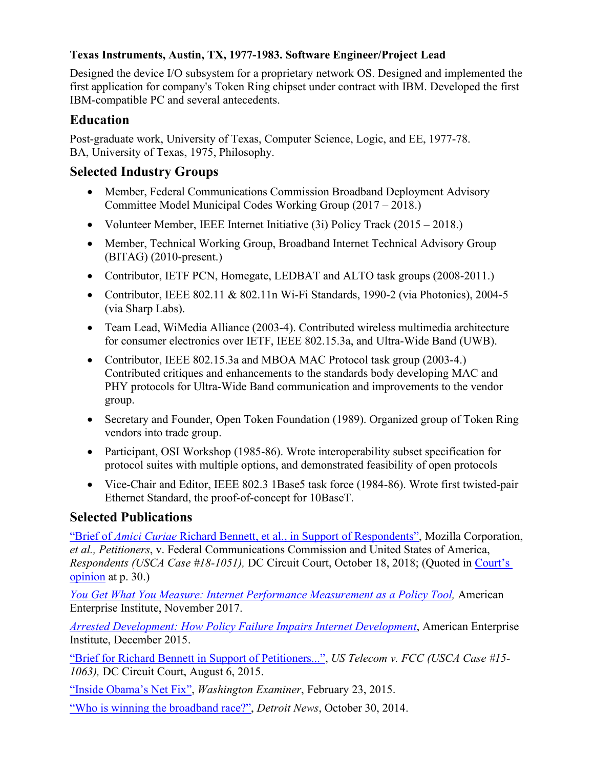**Texas Instruments, Austin, TX, 1977-1983. Software Engineer/Project Lead**

Designed the device I/O subsystem for a proprietary network OS. Designed and implemented the first application for company's Token Ring chipset under contract with IBM. Developed the first IBM-compatible PC and several antecedents.

## Education

Post-graduate work, University of Texas, Computer Science, Logic, and EE, 1977-78.
BA, University of Texas, 1975, Philosophy.

## Selected Industry Groups

- Member, Federal Communications Commission Broadband Deployment Advisory Committee Model Municipal Codes Working Group (2017 – 2018.)
- Volunteer Member, IEEE Internet Initiative (3i) Policy Track (2015 – 2018.)
- Member, Technical Working Group, Broadband Internet Technical Advisory Group (BITAG) (2010-present.)
- Contributor, IETF PCN, Homegate, LEDBAT and ALTO task groups (2008-2011.)
- Contributor, IEEE 802.11 & 802.11n Wi-Fi Standards, 1990-2 (via Photonics), 2004-5 (via Sharp Labs).
- Team Lead, WiMedia Alliance (2003-4). Contributed wireless multimedia architecture for consumer electronics over IETF, IEEE 802.15.3a, and Ultra-Wide Band (UWB).
- Contributor, IEEE 802.15.3a and MBOA MAC Protocol task group (2003-4.) Contributed critiques and enhancements to the standards body developing MAC and PHY protocols for Ultra-Wide Band communication and improvements to the vendor group.
- Secretary and Founder, Open Token Foundation (1989). Organized group of Token Ring vendors into trade group.
- Participant, OSI Workshop (1985-86). Wrote interoperability subset specification for protocol suites with multiple options, and demonstrated feasibility of open protocols
- Vice-Chair and Editor, IEEE 802.3 1Base5 task force (1984-86). Wrote first twisted-pair Ethernet Standard, the proof-of-concept for 10BaseT.

## Selected Publications

"Brief of *Amici Curiae* Richard Bennett, et al., in Support of Respondents", Mozilla Corporation, *et al., Petitioners*, v. Federal Communications Commission and United States of America, *Respondents (USCA Case #18-1051),* DC Circuit Court, October 18, 2018; (Quoted in Court's opinion at p. 30.)

*You Get What You Measure: Internet Performance Measurement as a Policy Tool,* American Enterprise Institute, November 2017.

*Arrested Development: How Policy Failure Impairs Internet Development*, American Enterprise Institute, December 2015.

"Brief for Richard Bennett in Support of Petitioners...", *US Telecom v. FCC (USCA Case #15-1063),* DC Circuit Court, August 6, 2015.

"Inside Obama's Net Fix", *Washington Examiner*, February 23, 2015.

"Who is winning the broadband race?", *Detroit News*, October 30, 2014.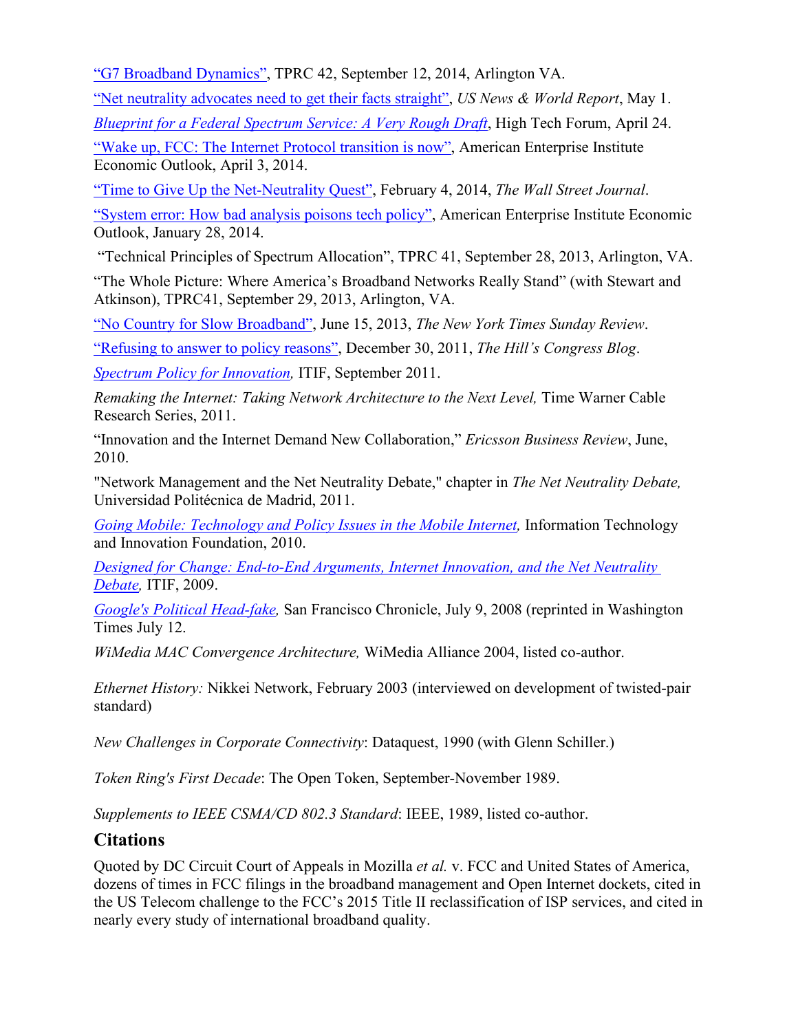"G7 Broadband Dynamics", TPRC 42, September 12, 2014, Arlington VA.

"Net neutrality advocates need to get their facts straight", *US News & World Report*, May 1.

*Blueprint for a Federal Spectrum Service: A Very Rough Draft*, High Tech Forum, April 24.

"Wake up, FCC: The Internet Protocol transition is now", American Enterprise Institute Economic Outlook, April 3, 2014.

"Time to Give Up the Net-Neutrality Quest", February 4, 2014, *The Wall Street Journal*.

"System error: How bad analysis poisons tech policy", American Enterprise Institute Economic Outlook, January 28, 2014.

"Technical Principles of Spectrum Allocation", TPRC 41, September 28, 2013, Arlington, VA.

"The Whole Picture: Where America's Broadband Networks Really Stand" (with Stewart and Atkinson), TPRC41, September 29, 2013, Arlington, VA.

"No Country for Slow Broadband", June 15, 2013, *The New York Times Sunday Review*.

"Refusing to answer to policy reasons", December 30, 2011, *The Hill's Congress Blog*.

*Spectrum Policy for Innovation,* ITIF, September 2011.

*Remaking the Internet: Taking Network Architecture to the Next Level,* Time Warner Cable Research Series, 2011.

"Innovation and the Internet Demand New Collaboration," *Ericsson Business Review*, June, 2010.

"Network Management and the Net Neutrality Debate," chapter in *The Net Neutrality Debate,* Universidad Politécnica de Madrid, 2011.

*Going Mobile: Technology and Policy Issues in the Mobile Internet,* Information Technology and Innovation Foundation, 2010.

*Designed for Change: End-to-End Arguments, Internet Innovation, and the Net Neutrality Debate,* ITIF, 2009.

*Google's Political Head-fake,* San Francisco Chronicle, July 9, 2008 (reprinted in Washington Times July 12.

*WiMedia MAC Convergence Architecture,* WiMedia Alliance 2004, listed co-author.

*Ethernet History:* Nikkei Network, February 2003 (interviewed on development of twisted-pair standard)

*New Challenges in Corporate Connectivity*: Dataquest, 1990 (with Glenn Schiller.)

*Token Ring's First Decade*: The Open Token, September-November 1989.

*Supplements to IEEE CSMA/CD 802.3 Standard*: IEEE, 1989, listed co-author.

## Citations

Quoted by DC Circuit Court of Appeals in Mozilla *et al.* v. FCC and United States of America, dozens of times in FCC filings in the broadband management and Open Internet dockets, cited in the US Telecom challenge to the FCC's 2015 Title II reclassification of ISP services, and cited in nearly every study of international broadband quality.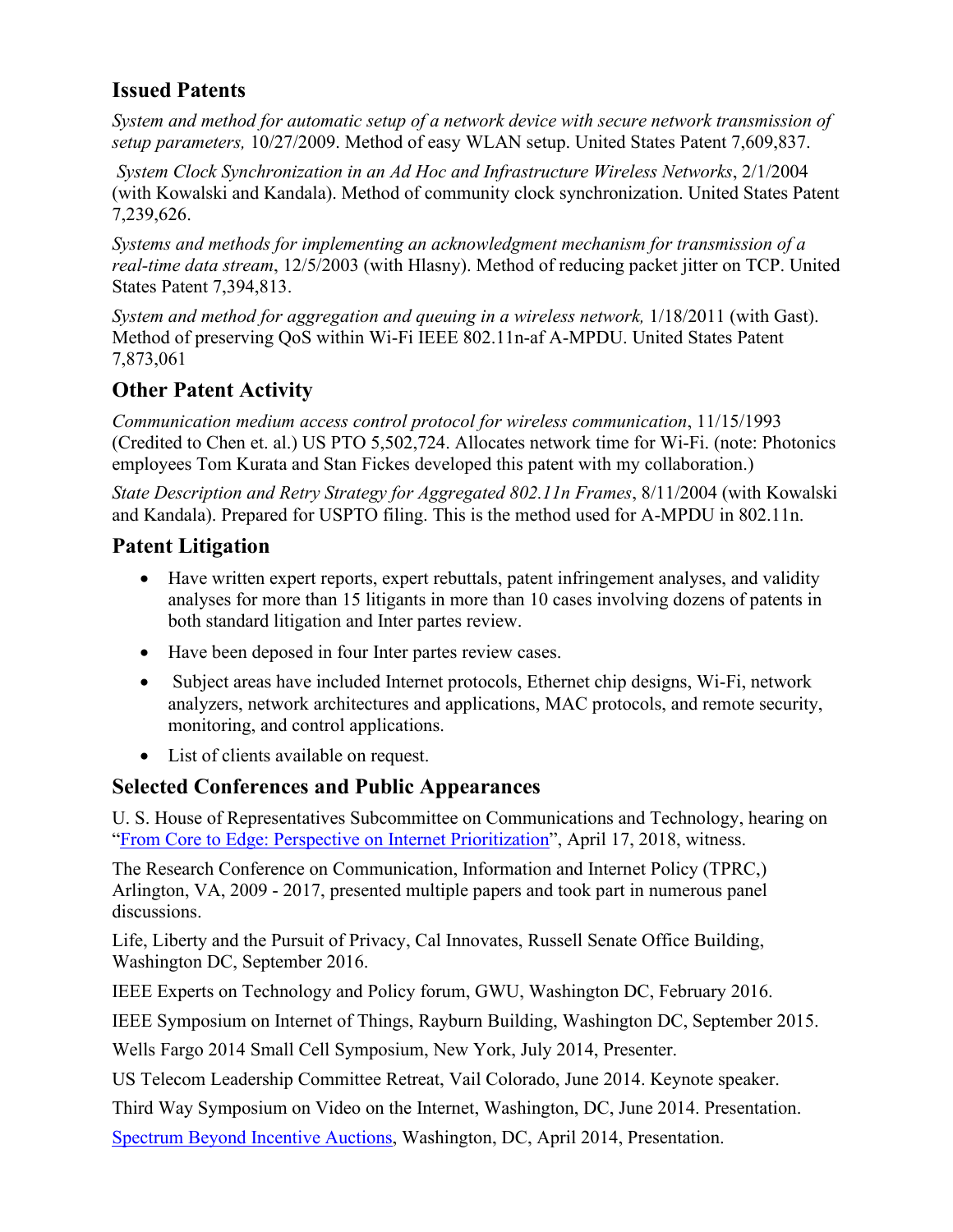## Issued Patents

*System and method for automatic setup of a network device with secure network transmission of setup parameters,* 10/27/2009. Method of easy WLAN setup. United States Patent 7,609,837.

*System Clock Synchronization in an Ad Hoc and Infrastructure Wireless Networks*, 2/1/2004 (with Kowalski and Kandala). Method of community clock synchronization. United States Patent 7,239,626.

*Systems and methods for implementing an acknowledgment mechanism for transmission of a real-time data stream*, 12/5/2003 (with Hlasny). Method of reducing packet jitter on TCP. United States Patent 7,394,813.

*System and method for aggregation and queuing in a wireless network,* 1/18/2011 (with Gast). Method of preserving QoS within Wi-Fi IEEE 802.11n-af A-MPDU. United States Patent 7,873,061

## Other Patent Activity

*Communication medium access control protocol for wireless communication*, 11/15/1993 (Credited to Chen et. al.) US PTO 5,502,724. Allocates network time for Wi-Fi. (note: Photonics employees Tom Kurata and Stan Fickes developed this patent with my collaboration.)

*State Description and Retry Strategy for Aggregated 802.11n Frames*, 8/11/2004 (with Kowalski and Kandala). Prepared for USPTO filing. This is the method used for A-MPDU in 802.11n.

## Patent Litigation

- Have written expert reports, expert rebuttals, patent infringement analyses, and validity analyses for more than 15 litigants in more than 10 cases involving dozens of patents in both standard litigation and Inter partes review.
- Have been deposed in four Inter partes review cases.
- Subject areas have included Internet protocols, Ethernet chip designs, Wi-Fi, network analyzers, network architectures and applications, MAC protocols, and remote security, monitoring, and control applications.
- List of clients available on request.

## Selected Conferences and Public Appearances

U. S. House of Representatives Subcommittee on Communications and Technology, hearing on "From Core to Edge: Perspective on Internet Prioritization", April 17, 2018, witness.

The Research Conference on Communication, Information and Internet Policy (TPRC,) Arlington, VA, 2009 - 2017, presented multiple papers and took part in numerous panel discussions.

Life, Liberty and the Pursuit of Privacy, Cal Innovates, Russell Senate Office Building, Washington DC, September 2016.

IEEE Experts on Technology and Policy forum, GWU, Washington DC, February 2016.

IEEE Symposium on Internet of Things, Rayburn Building, Washington DC, September 2015.

Wells Fargo 2014 Small Cell Symposium, New York, July 2014, Presenter.

US Telecom Leadership Committee Retreat, Vail Colorado, June 2014. Keynote speaker.

Third Way Symposium on Video on the Internet, Washington, DC, June 2014. Presentation.

Spectrum Beyond Incentive Auctions, Washington, DC, April 2014, Presentation.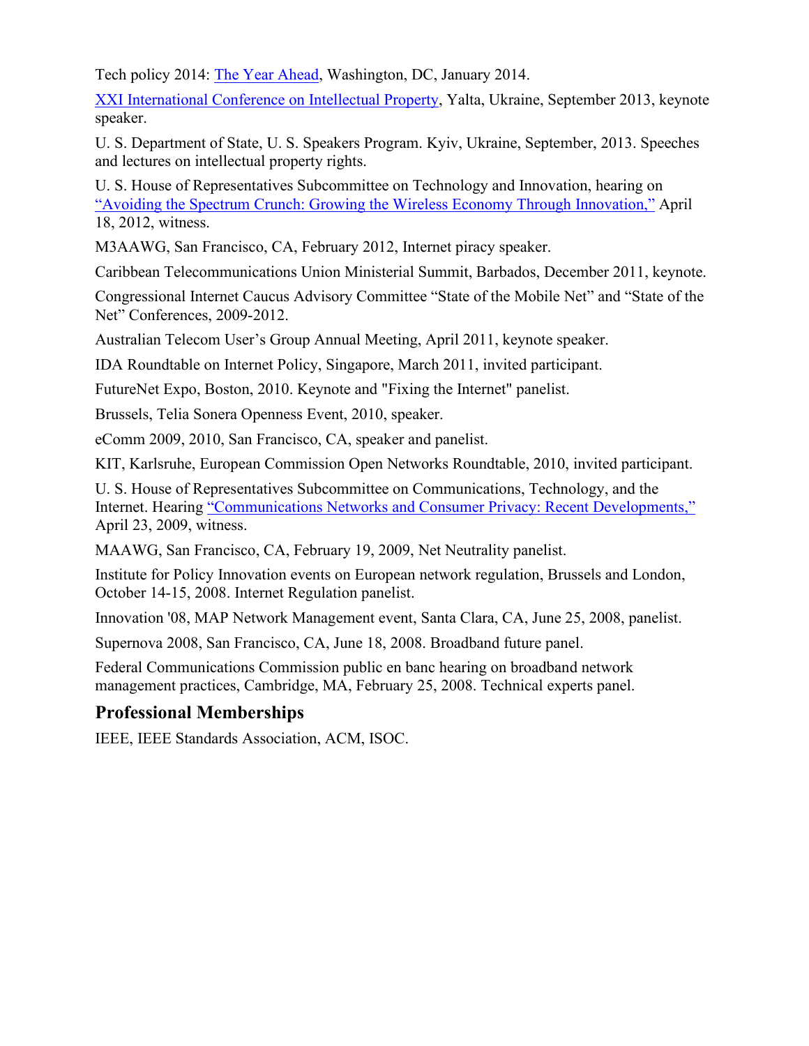Tech policy 2014: The Year Ahead, Washington, DC, January 2014.

XXI International Conference on Intellectual Property, Yalta, Ukraine, September 2013, keynote speaker.

U. S. Department of State, U. S. Speakers Program. Kyiv, Ukraine, September, 2013. Speeches and lectures on intellectual property rights.

U. S. House of Representatives Subcommittee on Technology and Innovation, hearing on "Avoiding the Spectrum Crunch: Growing the Wireless Economy Through Innovation," April 18, 2012, witness.

M3AAWG, San Francisco, CA, February 2012, Internet piracy speaker.

Caribbean Telecommunications Union Ministerial Summit, Barbados, December 2011, keynote.

Congressional Internet Caucus Advisory Committee "State of the Mobile Net" and "State of the Net" Conferences, 2009-2012.

Australian Telecom User's Group Annual Meeting, April 2011, keynote speaker.

IDA Roundtable on Internet Policy, Singapore, March 2011, invited participant.

FutureNet Expo, Boston, 2010. Keynote and "Fixing the Internet" panelist.

Brussels, Telia Sonera Openness Event, 2010, speaker.

eComm 2009, 2010, San Francisco, CA, speaker and panelist.

KIT, Karlsruhe, European Commission Open Networks Roundtable, 2010, invited participant.

U. S. House of Representatives Subcommittee on Communications, Technology, and the Internet. Hearing "Communications Networks and Consumer Privacy: Recent Developments," April 23, 2009, witness.

MAAWG, San Francisco, CA, February 19, 2009, Net Neutrality panelist.

Institute for Policy Innovation events on European network regulation, Brussels and London, October 14-15, 2008. Internet Regulation panelist.

Innovation '08, MAP Network Management event, Santa Clara, CA, June 25, 2008, panelist.

Supernova 2008, San Francisco, CA, June 18, 2008. Broadband future panel.

Federal Communications Commission public en banc hearing on broadband network management practices, Cambridge, MA, February 25, 2008. Technical experts panel.

## Professional Memberships

IEEE, IEEE Standards Association, ACM, ISOC.